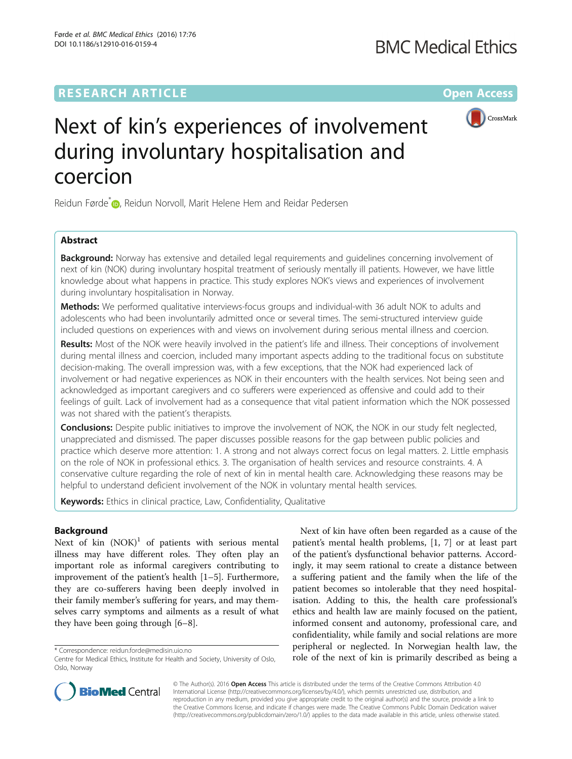RESEARCH ARTICLE

Open Access

# Next of kin's experiences of involvement during involuntary hospitalisation and coercion

Reidun Førde*, Reidun Norvoll, Marit Helene Hem and Reidar Pedersen

## Abstract

**Background:** Norway has extensive and detailed legal requirements and guidelines concerning involvement of next of kin (NOK) during involuntary hospital treatment of seriously mentally ill patients. However, we have little knowledge about what happens in practice. This study explores NOK's views and experiences of involvement during involuntary hospitalisation in Norway.

**Methods:** We performed qualitative interviews-focus groups and individual-with 36 adult NOK to adults and adolescents who had been involuntarily admitted once or several times. The semi-structured interview guide included questions on experiences with and views on involvement during serious mental illness and coercion.

**Results:** Most of the NOK were heavily involved in the patient's life and illness. Their conceptions of involvement during mental illness and coercion, included many important aspects adding to the traditional focus on substitute decision-making. The overall impression was, with a few exceptions, that the NOK had experienced lack of involvement or had negative experiences as NOK in their encounters with the health services. Not being seen and acknowledged as important caregivers and co sufferers were experienced as offensive and could add to their feelings of guilt. Lack of involvement had as a consequence that vital patient information which the NOK possessed was not shared with the patient's therapists.

**Conclusions:** Despite public initiatives to improve the involvement of NOK, the NOK in our study felt neglected, unappreciated and dismissed. The paper discusses possible reasons for the gap between public policies and practice which deserve more attention: 1. A strong and not always correct focus on legal matters. 2. Little emphasis on the role of NOK in professional ethics. 3. The organisation of health services and resource constraints. 4. A conservative culture regarding the role of next of kin in mental health care. Acknowledging these reasons may be helpful to understand deficient involvement of the NOK in voluntary mental health services.

**Keywords:** Ethics in clinical practice, Law, Confidentiality, Qualitative

## Background

Next of kin (NOK)[1] of patients with serious mental illness may have different roles. They often play an important role as informal caregivers contributing to improvement of the patient's health [1–5]. Furthermore, they are co-sufferers having been deeply involved in their family member's suffering for years, and may themselves carry symptoms and ailments as a result of what they have been going through [6–8].

Next of kin have often been regarded as a cause of the patient's mental health problems, [1, 7] or at least part of the patient's dysfunctional behavior patterns. Accordingly, it may seem rational to create a distance between a suffering patient and the family when the life of the patient becomes so intolerable that they need hospitalisation. Adding to this, the health care professional's ethics and health law are mainly focused on the patient, informed consent and autonomy, professional care, and confidentiality, while family and social relations are more peripheral or neglected. In Norwegian health law, the role of the next of kin is primarily described as being a

\* Correspondence: reidun.forde@medisin.uio.no
Centre for Medical Ethics, Institute for Health and Society, University of Oslo, Oslo, Norway

© The Author(s). 2016 **Open Access** This article is distributed under the terms of the Creative Commons Attribution 4.0 International License (http://creativecommons.org/licenses/by/4.0/), which permits unrestricted use, distribution, and reproduction in any medium, provided you give appropriate credit to the original author(s) and the source, provide a link to the Creative Commons license, and indicate if changes were made. The Creative Commons Public Domain Dedication waiver (http://creativecommons.org/publicdomain/zero/1.0/) applies to the data made available in this article, unless otherwise stated.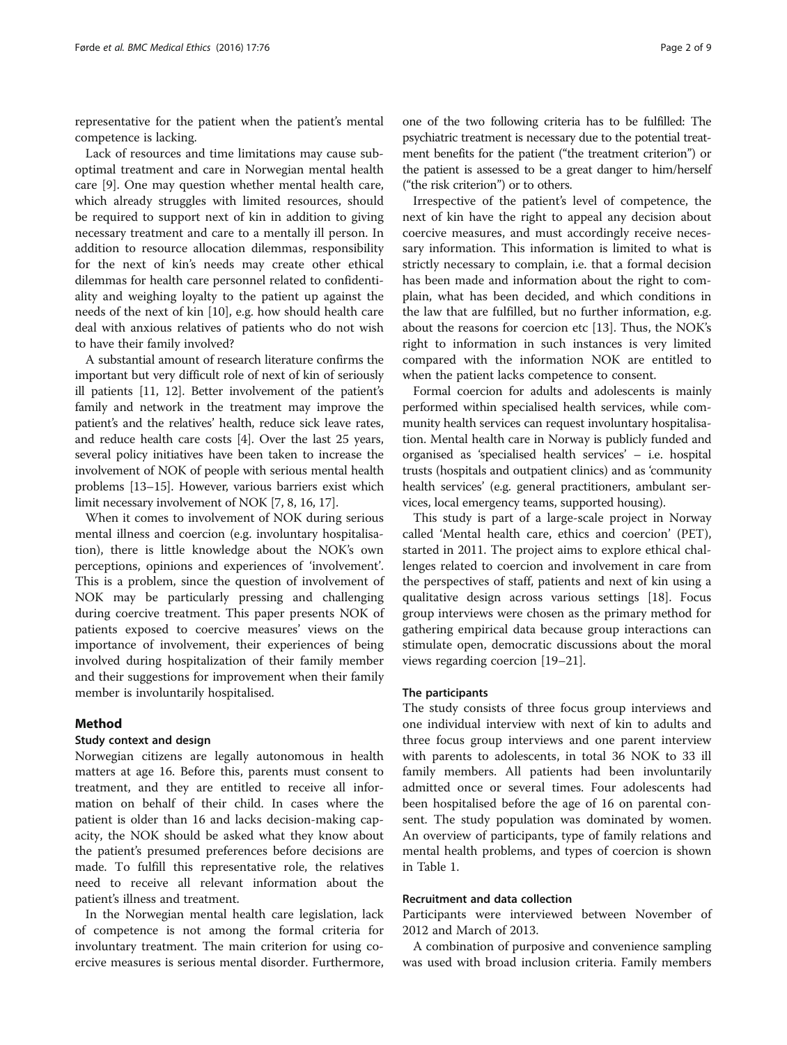representative for the patient when the patient's mental competence is lacking.

Lack of resources and time limitations may cause suboptimal treatment and care in Norwegian mental health care [9]. One may question whether mental health care, which already struggles with limited resources, should be required to support next of kin in addition to giving necessary treatment and care to a mentally ill person. In addition to resource allocation dilemmas, responsibility for the next of kin's needs may create other ethical dilemmas for health care personnel related to confidentiality and weighing loyalty to the patient up against the needs of the next of kin [10], e.g. how should health care deal with anxious relatives of patients who do not wish to have their family involved?

A substantial amount of research literature confirms the important but very difficult role of next of kin of seriously ill patients [11, 12]. Better involvement of the patient's family and network in the treatment may improve the patient's and the relatives' health, reduce sick leave rates, and reduce health care costs [4]. Over the last 25 years, several policy initiatives have been taken to increase the involvement of NOK of people with serious mental health problems [13–15]. However, various barriers exist which limit necessary involvement of NOK [7, 8, 16, 17].

When it comes to involvement of NOK during serious mental illness and coercion (e.g. involuntary hospitalisation), there is little knowledge about the NOK's own perceptions, opinions and experiences of 'involvement'. This is a problem, since the question of involvement of NOK may be particularly pressing and challenging during coercive treatment. This paper presents NOK of patients exposed to coercive measures' views on the importance of involvement, their experiences of being involved during hospitalization of their family member and their suggestions for improvement when their family member is involuntarily hospitalised.

## Method

### Study context and design

Norwegian citizens are legally autonomous in health matters at age 16. Before this, parents must consent to treatment, and they are entitled to receive all information on behalf of their child. In cases where the patient is older than 16 and lacks decision-making capacity, the NOK should be asked what they know about the patient's presumed preferences before decisions are made. To fulfill this representative role, the relatives need to receive all relevant information about the patient's illness and treatment.

In the Norwegian mental health care legislation, lack of competence is not among the formal criteria for involuntary treatment. The main criterion for using coercive measures is serious mental disorder. Furthermore, one of the two following criteria has to be fulfilled: The psychiatric treatment is necessary due to the potential treatment benefits for the patient ("the treatment criterion") or the patient is assessed to be a great danger to him/herself ("the risk criterion") or to others.

Irrespective of the patient's level of competence, the next of kin have the right to appeal any decision about coercive measures, and must accordingly receive necessary information. This information is limited to what is strictly necessary to complain, i.e. that a formal decision has been made and information about the right to complain, what has been decided, and which conditions in the law that are fulfilled, but no further information, e.g. about the reasons for coercion etc [13]. Thus, the NOK's right to information in such instances is very limited compared with the information NOK are entitled to when the patient lacks competence to consent.

Formal coercion for adults and adolescents is mainly performed within specialised health services, while community health services can request involuntary hospitalisation. Mental health care in Norway is publicly funded and organised as 'specialised health services' – i.e. hospital trusts (hospitals and outpatient clinics) and as 'community health services' (e.g. general practitioners, ambulant services, local emergency teams, supported housing).

This study is part of a large-scale project in Norway called 'Mental health care, ethics and coercion' (PET), started in 2011. The project aims to explore ethical challenges related to coercion and involvement in care from the perspectives of staff, patients and next of kin using a qualitative design across various settings [18]. Focus group interviews were chosen as the primary method for gathering empirical data because group interactions can stimulate open, democratic discussions about the moral views regarding coercion [19–21].

### The participants

The study consists of three focus group interviews and one individual interview with next of kin to adults and three focus group interviews and one parent interview with parents to adolescents, in total 36 NOK to 33 ill family members. All patients had been involuntarily admitted once or several times. Four adolescents had been hospitalised before the age of 16 on parental consent. The study population was dominated by women. An overview of participants, type of family relations and mental health problems, and types of coercion is shown in Table 1.

### Recruitment and data collection

Participants were interviewed between November of 2012 and March of 2013.

A combination of purposive and convenience sampling was used with broad inclusion criteria. Family members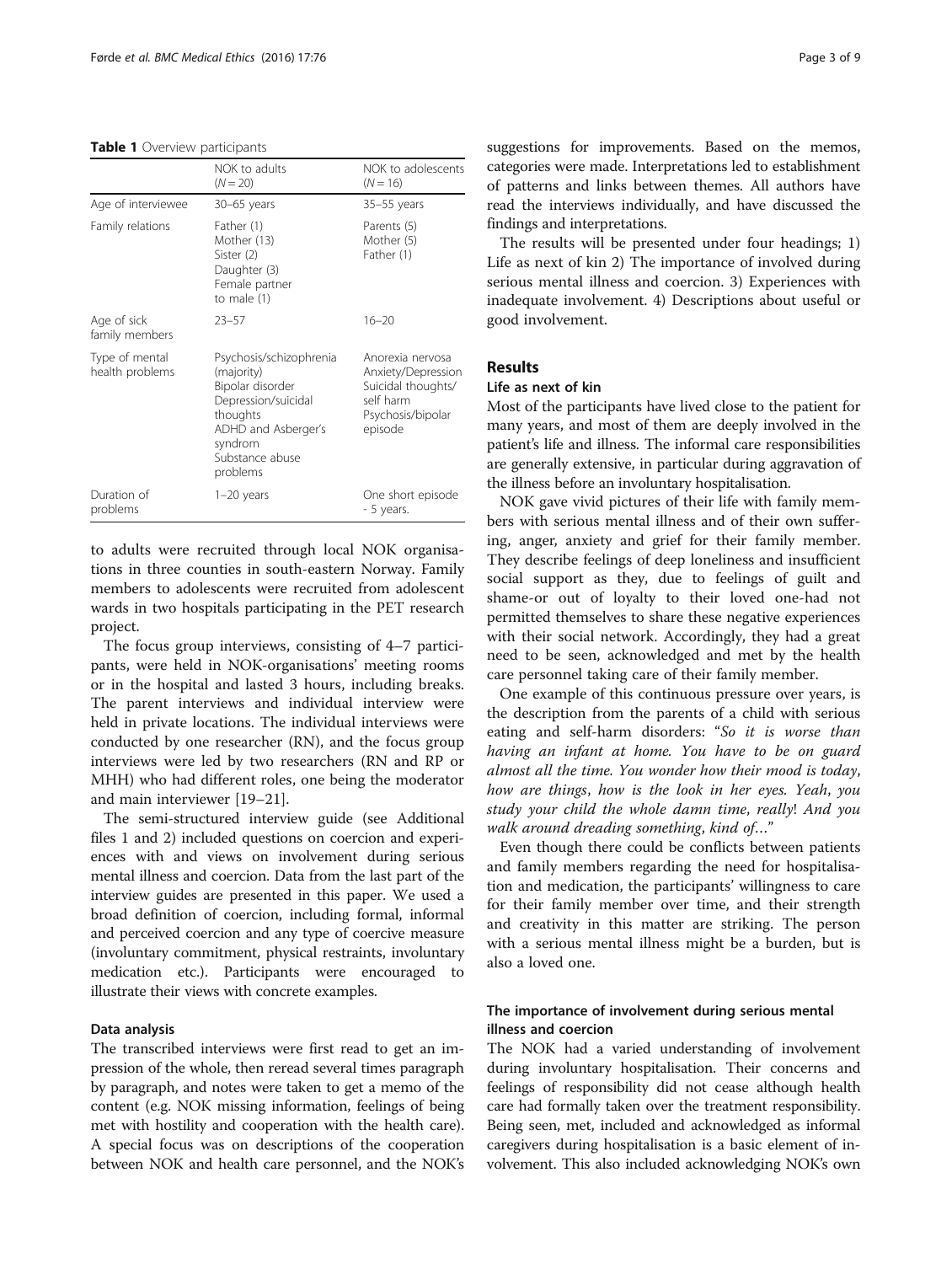**Table 1** Overview participants

| | NOK to adults (N = 20) | NOK to adolescents (N = 16) |
|---|---|---|
| Age of interviewee | 30–65 years | 35–55 years |
| Family relations | Father (1) Mother (13) Sister (2) Daughter (3) Female partner to male (1) | Parents (5) Mother (5) Father (1) |
| Age of sick family members | 23–57 | 16–20 |
| Type of mental health problems | Psychosis/schizophrenia (majority) Bipolar disorder Depression/suicidal thoughts ADHD and Asberger's syndrom Substance abuse problems | Anorexia nervosa Anxiety/Depression Suicidal thoughts/ self harm Psychosis/bipolar episode |
| Duration of problems | 1–20 years | One short episode - 5 years. |

to adults were recruited through local NOK organisations in three counties in south-eastern Norway. Family members to adolescents were recruited from adolescent wards in two hospitals participating in the PET research project.

The focus group interviews, consisting of 4–7 participants, were held in NOK-organisations' meeting rooms or in the hospital and lasted 3 hours, including breaks. The parent interviews and individual interview were held in private locations. The individual interviews were conducted by one researcher (RN), and the focus group interviews were led by two researchers (RN and RP or MHH) who had different roles, one being the moderator and main interviewer [19–21].

The semi-structured interview guide (see Additional files 1 and 2) included questions on coercion and experiences with and views on involvement during serious mental illness and coercion. Data from the last part of the interview guides are presented in this paper. We used a broad definition of coercion, including formal, informal and perceived coercion and any type of coercive measure (involuntary commitment, physical restraints, involuntary medication etc.). Participants were encouraged to illustrate their views with concrete examples.

### Data analysis

The transcribed interviews were first read to get an impression of the whole, then reread several times paragraph by paragraph, and notes were taken to get a memo of the content (e.g. NOK missing information, feelings of being met with hostility and cooperation with the health care). A special focus was on descriptions of the cooperation between NOK and health care personnel, and the NOK's suggestions for improvements. Based on the memos, categories were made. Interpretations led to establishment of patterns and links between themes. All authors have read the interviews individually, and have discussed the findings and interpretations.

The results will be presented under four headings; 1) Life as next of kin 2) The importance of involved during serious mental illness and coercion. 3) Experiences with inadequate involvement. 4) Descriptions about useful or good involvement.

## Results

### Life as next of kin

Most of the participants have lived close to the patient for many years, and most of them are deeply involved in the patient's life and illness. The informal care responsibilities are generally extensive, in particular during aggravation of the illness before an involuntary hospitalisation.

NOK gave vivid pictures of their life with family members with serious mental illness and of their own suffering, anger, anxiety and grief for their family member. They describe feelings of deep loneliness and insufficient social support as they, due to feelings of guilt and shame-or out of loyalty to their loved one-had not permitted themselves to share these negative experiences with their social network. Accordingly, they had a great need to be seen, acknowledged and met by the health care personnel taking care of their family member.

One example of this continuous pressure over years, is the description from the parents of a child with serious eating and self-harm disorders: "*So it is worse than having an infant at home. You have to be on guard almost all the time. You wonder how their mood is today, how are things, how is the look in her eyes. Yeah, you study your child the whole damn time, really! And you walk around dreading something, kind of…*"

Even though there could be conflicts between patients and family members regarding the need for hospitalisation and medication, the participants' willingness to care for their family member over time, and their strength and creativity in this matter are striking. The person with a serious mental illness might be a burden, but is also a loved one.

### The importance of involvement during serious mental illness and coercion

The NOK had a varied understanding of involvement during involuntary hospitalisation. Their concerns and feelings of responsibility did not cease although health care had formally taken over the treatment responsibility. Being seen, met, included and acknowledged as informal caregivers during hospitalisation is a basic element of involvement. This also included acknowledging NOK's own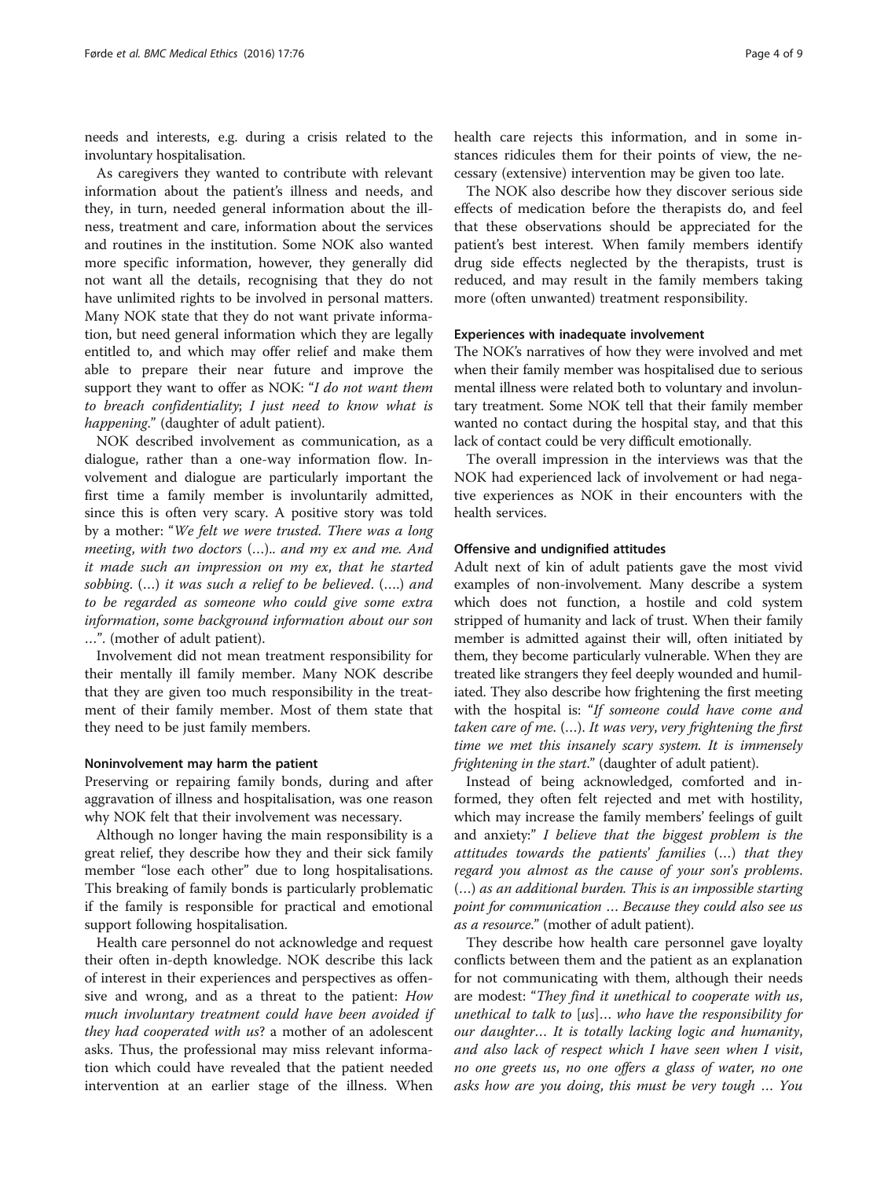needs and interests, e.g. during a crisis related to the involuntary hospitalisation.

As caregivers they wanted to contribute with relevant information about the patient's illness and needs, and they, in turn, needed general information about the illness, treatment and care, information about the services and routines in the institution. Some NOK also wanted more specific information, however, they generally did not want all the details, recognising that they do not have unlimited rights to be involved in personal matters. Many NOK state that they do not want private information, but need general information which they are legally entitled to, and which may offer relief and make them able to prepare their near future and improve the support they want to offer as NOK: "*I do not want them to breach confidentiality; I just need to know what is happening*." (daughter of adult patient).

NOK described involvement as communication, as a dialogue, rather than a one-way information flow. Involvement and dialogue are particularly important the first time a family member is involuntarily admitted, since this is often very scary. A positive story was told by a mother: "*We felt we were trusted. There was a long meeting, with two doctors (…).. and my ex and me. And it made such an impression on my ex, that he started sobbing. (…) it was such a relief to be believed. (….) and to be regarded as someone who could give some extra information, some background information about our son …*". (mother of adult patient).

Involvement did not mean treatment responsibility for their mentally ill family member. Many NOK describe that they are given too much responsibility in the treatment of their family member. Most of them state that they need to be just family members.

#### Noninvolvement may harm the patient

Preserving or repairing family bonds, during and after aggravation of illness and hospitalisation, was one reason why NOK felt that their involvement was necessary.

Although no longer having the main responsibility is a great relief, they describe how they and their sick family member "lose each other" due to long hospitalisations. This breaking of family bonds is particularly problematic if the family is responsible for practical and emotional support following hospitalisation.

Health care personnel do not acknowledge and request their often in-depth knowledge. NOK describe this lack of interest in their experiences and perspectives as offensive and wrong, and as a threat to the patient: *How much involuntary treatment could have been avoided if they had cooperated with us*? a mother of an adolescent asks. Thus, the professional may miss relevant information which could have revealed that the patient needed intervention at an earlier stage of the illness. When health care rejects this information, and in some instances ridicules them for their points of view, the necessary (extensive) intervention may be given too late.

The NOK also describe how they discover serious side effects of medication before the therapists do, and feel that these observations should be appreciated for the patient's best interest. When family members identify drug side effects neglected by the therapists, trust is reduced, and may result in the family members taking more (often unwanted) treatment responsibility.

#### Experiences with inadequate involvement

The NOK's narratives of how they were involved and met when their family member was hospitalised due to serious mental illness were related both to voluntary and involuntary treatment. Some NOK tell that their family member wanted no contact during the hospital stay, and that this lack of contact could be very difficult emotionally.

The overall impression in the interviews was that the NOK had experienced lack of involvement or had negative experiences as NOK in their encounters with the health services.

#### Offensive and undignified attitudes

Adult next of kin of adult patients gave the most vivid examples of non-involvement. Many describe a system which does not function, a hostile and cold system stripped of humanity and lack of trust. When their family member is admitted against their will, often initiated by them, they become particularly vulnerable. When they are treated like strangers they feel deeply wounded and humiliated. They also describe how frightening the first meeting with the hospital is: "*If someone could have come and taken care of me. (…). It was very, very frightening the first time we met this insanely scary system. It is immensely frightening in the start*." (daughter of adult patient).

Instead of being acknowledged, comforted and informed, they often felt rejected and met with hostility, which may increase the family members' feelings of guilt and anxiety:" *I believe that the biggest problem is the attitudes towards the patients' families (…) that they regard you almost as the cause of your son's problems. (…) as an additional burden. This is an impossible starting point for communication … Because they could also see us as a resource*." (mother of adult patient).

They describe how health care personnel gave loyalty conflicts between them and the patient as an explanation for not communicating with them, although their needs are modest: "*They find it unethical to cooperate with us, unethical to talk to [us]… who have the responsibility for our daughter… It is totally lacking logic and humanity, and also lack of respect which I have seen when I visit, no one greets us, no one offers a glass of water, no one asks how are you doing, this must be very tough … You*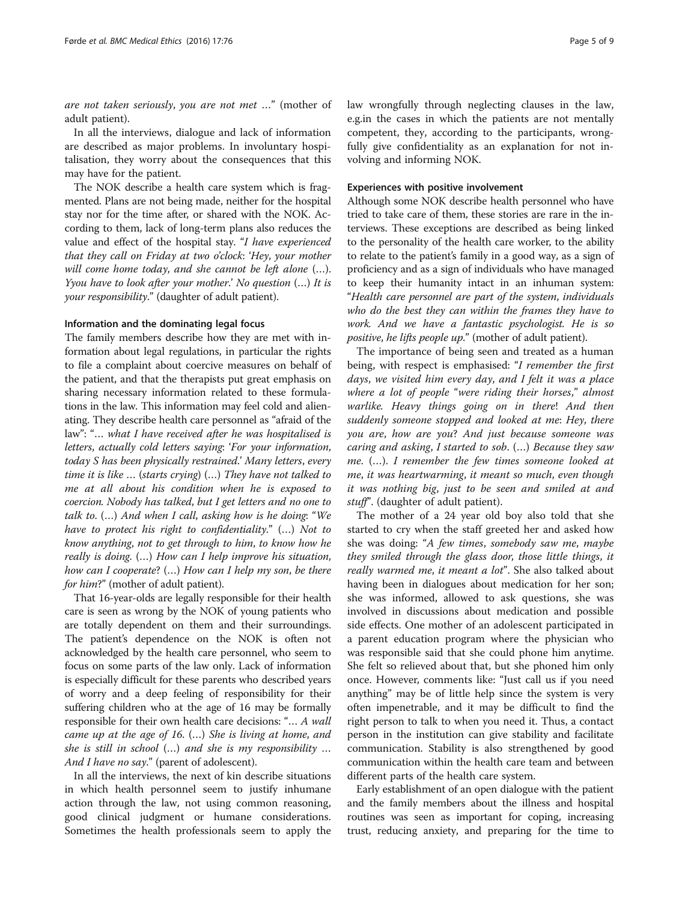*are not taken seriously, you are not met …*" (mother of adult patient).

In all the interviews, dialogue and lack of information are described as major problems. In involuntary hospitalisation, they worry about the consequences that this may have for the patient.

The NOK describe a health care system which is fragmented. Plans are not being made, neither for the hospital stay nor for the time after, or shared with the NOK. According to them, lack of long-term plans also reduces the value and effect of the hospital stay. "*I have experienced that they call on Friday at two o'clock: 'Hey, your mother will come home today, and she cannot be left alone (…). Yyou have to look after your mother.' No question (…) It is your responsibility*." (daughter of adult patient).

### Information and the dominating legal focus

The family members describe how they are met with information about legal regulations, in particular the rights to file a complaint about coercive measures on behalf of the patient, and that the therapists put great emphasis on sharing necessary information related to these formulations in the law. This information may feel cold and alienating. They describe health care personnel as "afraid of the law": "*… what I have received after he was hospitalised is letters, actually cold letters saying: 'For your information, today S has been physically restrained.' Many letters, every time it is like … (starts crying) (…) They have not talked to me at all about his condition when he is exposed to coercion. Nobody has talked, but I get letters and no one to talk to. (…) And when I call, asking how is he doing: "We have to protect his right to confidentiality." (…) Not to know anything, not to get through to him, to know how he really is doing. (…) How can I help improve his situation, how can I cooperate? (…) How can I help my son, be there for him?*" (mother of adult patient).

That 16-year-olds are legally responsible for their health care is seen as wrong by the NOK of young patients who are totally dependent on them and their surroundings. The patient's dependence on the NOK is often not acknowledged by the health care personnel, who seem to focus on some parts of the law only. Lack of information is especially difficult for these parents who described years of worry and a deep feeling of responsibility for their suffering children who at the age of 16 may be formally responsible for their own health care decisions: "*… A wall came up at the age of 16. (…) She is living at home, and she is still in school (…) and she is my responsibility … And I have no say*." (parent of adolescent).

In all the interviews, the next of kin describe situations in which health personnel seem to justify inhumane action through the law, not using common reasoning, good clinical judgment or humane considerations. Sometimes the health professionals seem to apply the law wrongfully through neglecting clauses in the law, e.g.in the cases in which the patients are not mentally competent, they, according to the participants, wrongfully give confidentiality as an explanation for not involving and informing NOK.

### Experiences with positive involvement

Although some NOK describe health personnel who have tried to take care of them, these stories are rare in the interviews. These exceptions are described as being linked to the personality of the health care worker, to the ability to relate to the patient's family in a good way, as a sign of proficiency and as a sign of individuals who have managed to keep their humanity intact in an inhuman system: "*Health care personnel are part of the system, individuals who do the best they can within the frames they have to work. And we have a fantastic psychologist. He is so positive, he lifts people up*." (mother of adult patient).

The importance of being seen and treated as a human being, with respect is emphasised: "*I remember the first days, we visited him every day, and I felt it was a place where a lot of people "were riding their horses," almost warlike. Heavy things going on in there! And then suddenly someone stopped and looked at me: Hey, there you are, how are you? And just because someone was caring and asking, I started to sob. (…) Because they saw me. (…). I remember the few times someone looked at me, it was heartwarming, it meant so much, even though it was nothing big, just to be seen and smiled at and stuff*". (daughter of adult patient).

The mother of a 24 year old boy also told that she started to cry when the staff greeted her and asked how she was doing: "*A few times, somebody saw me, maybe they smiled through the glass door, those little things, it really warmed me, it meant a lot*". She also talked about having been in dialogues about medication for her son; she was informed, allowed to ask questions, she was involved in discussions about medication and possible side effects. One mother of an adolescent participated in a parent education program where the physician who was responsible said that she could phone him anytime. She felt so relieved about that, but she phoned him only once. However, comments like: "Just call us if you need anything" may be of little help since the system is very often impenetrable, and it may be difficult to find the right person to talk to when you need it. Thus, a contact person in the institution can give stability and facilitate communication. Stability is also strengthened by good communication within the health care team and between different parts of the health care system.

Early establishment of an open dialogue with the patient and the family members about the illness and hospital routines was seen as important for coping, increasing trust, reducing anxiety, and preparing for the time to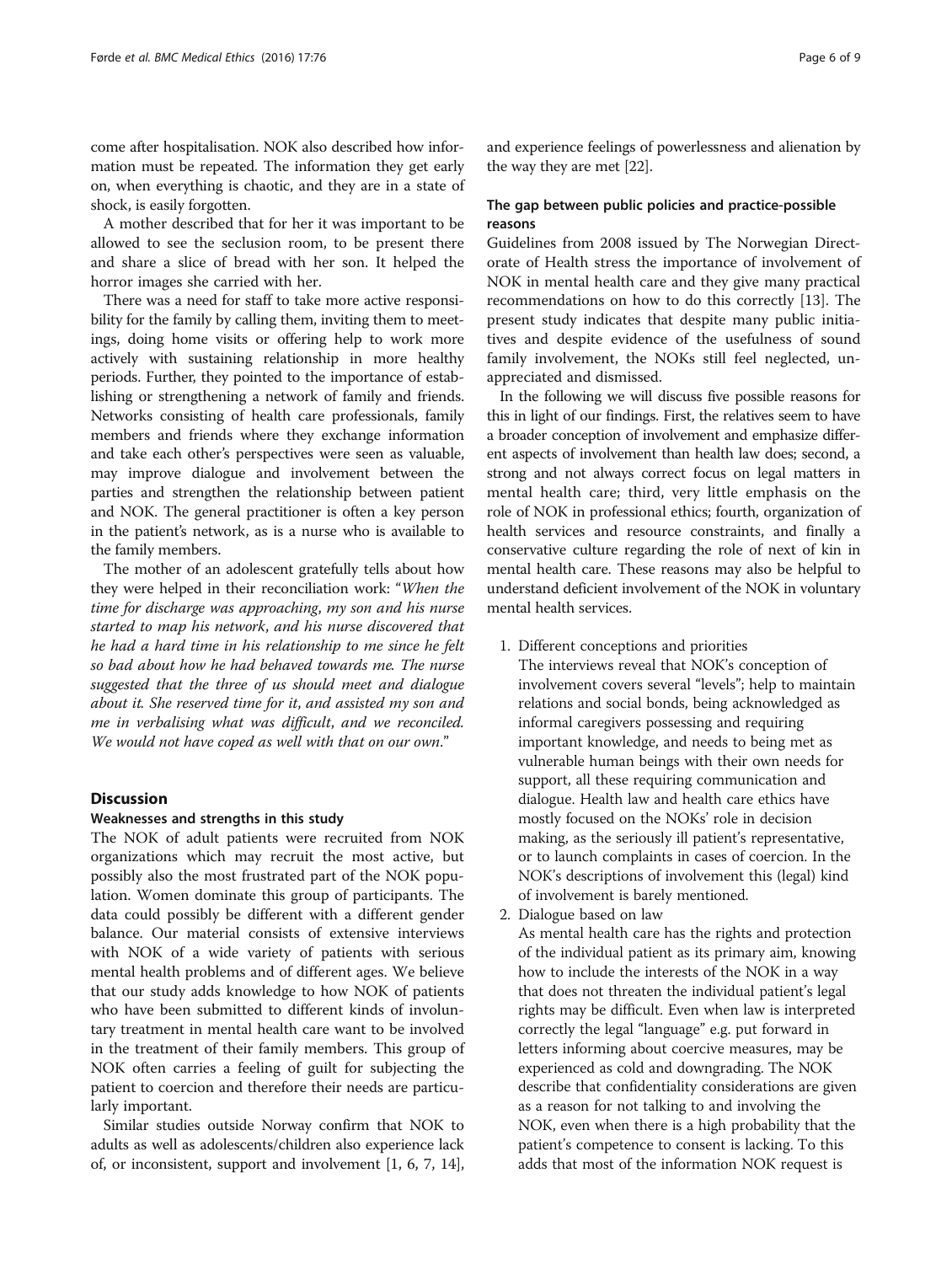come after hospitalisation. NOK also described how information must be repeated. The information they get early on, when everything is chaotic, and they are in a state of shock, is easily forgotten.

A mother described that for her it was important to be allowed to see the seclusion room, to be present there and share a slice of bread with her son. It helped the horror images she carried with her.

There was a need for staff to take more active responsibility for the family by calling them, inviting them to meetings, doing home visits or offering help to work more actively with sustaining relationship in more healthy periods. Further, they pointed to the importance of establishing or strengthening a network of family and friends. Networks consisting of health care professionals, family members and friends where they exchange information and take each other's perspectives were seen as valuable, may improve dialogue and involvement between the parties and strengthen the relationship between patient and NOK. The general practitioner is often a key person in the patient's network, as is a nurse who is available to the family members.

The mother of an adolescent gratefully tells about how they were helped in their reconciliation work: "*When the time for discharge was approaching, my son and his nurse started to map his network, and his nurse discovered that he had a hard time in his relationship to me since he felt so bad about how he had behaved towards me. The nurse suggested that the three of us should meet and dialogue about it. She reserved time for it, and assisted my son and me in verbalising what was difficult, and we reconciled. We would not have coped as well with that on our own.*"

## Discussion

### Weaknesses and strengths in this study

The NOK of adult patients were recruited from NOK organizations which may recruit the most active, but possibly also the most frustrated part of the NOK population. Women dominate this group of participants. The data could possibly be different with a different gender balance. Our material consists of extensive interviews with NOK of a wide variety of patients with serious mental health problems and of different ages. We believe that our study adds knowledge to how NOK of patients who have been submitted to different kinds of involuntary treatment in mental health care want to be involved in the treatment of their family members. This group of NOK often carries a feeling of guilt for subjecting the patient to coercion and therefore their needs are particularly important.

Similar studies outside Norway confirm that NOK to adults as well as adolescents/children also experience lack of, or inconsistent, support and involvement [1, 6, 7, 14], and experience feelings of powerlessness and alienation by the way they are met [22].

### The gap between public policies and practice-possible reasons

Guidelines from 2008 issued by The Norwegian Directorate of Health stress the importance of involvement of NOK in mental health care and they give many practical recommendations on how to do this correctly [13]. The present study indicates that despite many public initiatives and despite evidence of the usefulness of sound family involvement, the NOKs still feel neglected, unappreciated and dismissed.

In the following we will discuss five possible reasons for this in light of our findings. First, the relatives seem to have a broader conception of involvement and emphasize different aspects of involvement than health law does; second, a strong and not always correct focus on legal matters in mental health care; third, very little emphasis on the role of NOK in professional ethics; fourth, organization of health services and resource constraints, and finally a conservative culture regarding the role of next of kin in mental health care. These reasons may also be helpful to understand deficient involvement of the NOK in voluntary mental health services.

1. Different conceptions and priorities
   The interviews reveal that NOK's conception of involvement covers several "levels"; help to maintain relations and social bonds, being acknowledged as informal caregivers possessing and requiring important knowledge, and needs to being met as vulnerable human beings with their own needs for support, all these requiring communication and dialogue. Health law and health care ethics have mostly focused on the NOKs' role in decision making, as the seriously ill patient's representative, or to launch complaints in cases of coercion. In the NOK's descriptions of involvement this (legal) kind of involvement is barely mentioned.
2. Dialogue based on law
   As mental health care has the rights and protection of the individual patient as its primary aim, knowing how to include the interests of the NOK in a way that does not threaten the individual patient's legal rights may be difficult. Even when law is interpreted correctly the legal "language" e.g. put forward in letters informing about coercive measures, may be experienced as cold and downgrading. The NOK describe that confidentiality considerations are given as a reason for not talking to and involving the NOK, even when there is a high probability that the patient's competence to consent is lacking. To this adds that most of the information NOK request is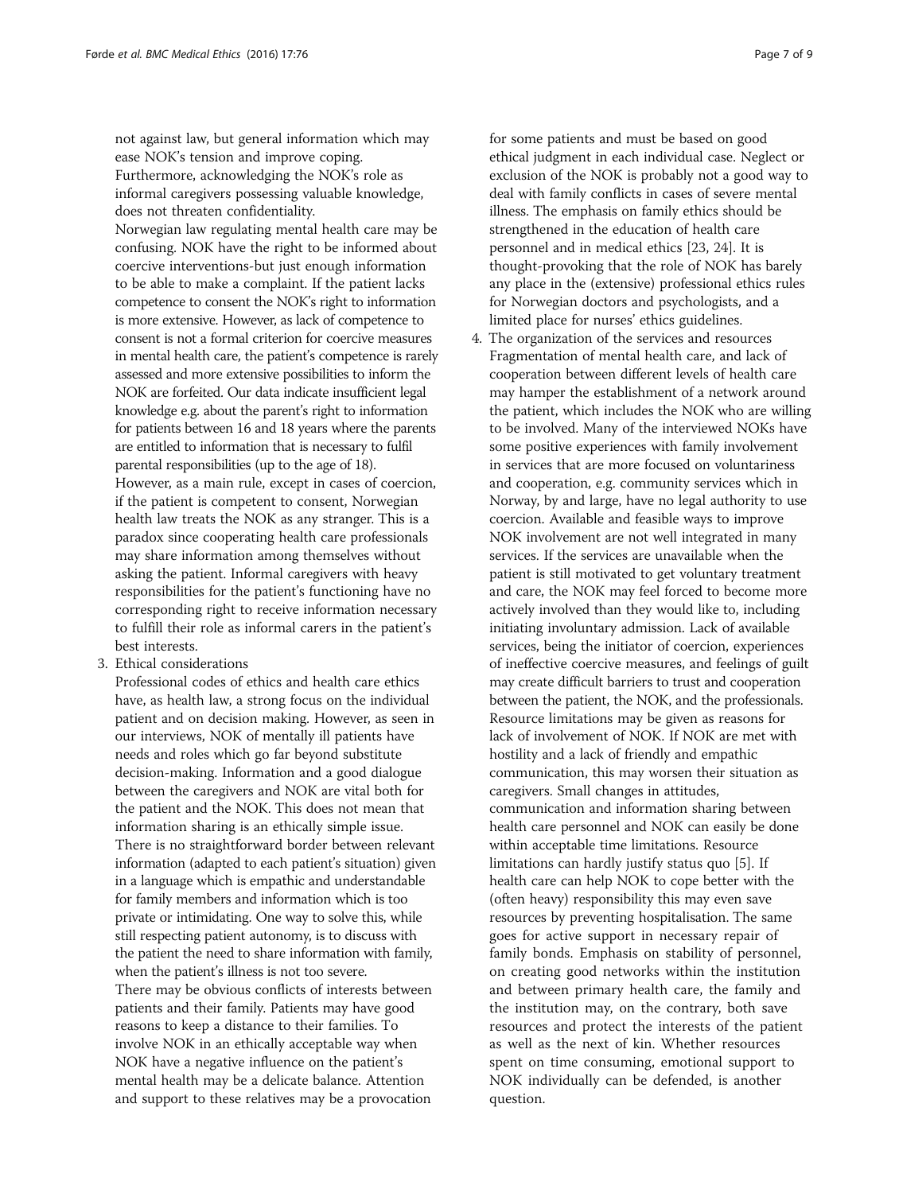not against law, but general information which may ease NOK's tension and improve coping. Furthermore, acknowledging the NOK's role as informal caregivers possessing valuable knowledge, does not threaten confidentiality.

Norwegian law regulating mental health care may be confusing. NOK have the right to be informed about coercive interventions-but just enough information to be able to make a complaint. If the patient lacks competence to consent the NOK's right to information is more extensive. However, as lack of competence to consent is not a formal criterion for coercive measures in mental health care, the patient's competence is rarely assessed and more extensive possibilities to inform the NOK are forfeited. Our data indicate insufficient legal knowledge e.g. about the parent's right to information for patients between 16 and 18 years where the parents are entitled to information that is necessary to fulfil parental responsibilities (up to the age of 18). However, as a main rule, except in cases of coercion, if the patient is competent to consent, Norwegian health law treats the NOK as any stranger. This is a paradox since cooperating health care professionals may share information among themselves without asking the patient. Informal caregivers with heavy responsibilities for the patient's functioning have no corresponding right to receive information necessary to fulfill their role as informal carers in the patient's best interests.

3. Ethical considerations

Professional codes of ethics and health care ethics have, as health law, a strong focus on the individual patient and on decision making. However, as seen in our interviews, NOK of mentally ill patients have needs and roles which go far beyond substitute decision-making. Information and a good dialogue between the caregivers and NOK are vital both for the patient and the NOK. This does not mean that information sharing is an ethically simple issue. There is no straightforward border between relevant information (adapted to each patient's situation) given in a language which is empathic and understandable for family members and information which is too private or intimidating. One way to solve this, while still respecting patient autonomy, is to discuss with the patient the need to share information with family, when the patient's illness is not too severe.

There may be obvious conflicts of interests between patients and their family. Patients may have good reasons to keep a distance to their families. To involve NOK in an ethically acceptable way when NOK have a negative influence on the patient's mental health may be a delicate balance. Attention and support to these relatives may be a provocation for some patients and must be based on good ethical judgment in each individual case. Neglect or exclusion of the NOK is probably not a good way to deal with family conflicts in cases of severe mental illness. The emphasis on family ethics should be strengthened in the education of health care personnel and in medical ethics [23, 24]. It is thought-provoking that the role of NOK has barely any place in the (extensive) professional ethics rules for Norwegian doctors and psychologists, and a limited place for nurses' ethics guidelines.

4. The organization of the services and resources

Fragmentation of mental health care, and lack of cooperation between different levels of health care may hamper the establishment of a network around the patient, which includes the NOK who are willing to be involved. Many of the interviewed NOKs have some positive experiences with family involvement in services that are more focused on voluntariness and cooperation, e.g. community services which in Norway, by and large, have no legal authority to use coercion. Available and feasible ways to improve NOK involvement are not well integrated in many services. If the services are unavailable when the patient is still motivated to get voluntary treatment and care, the NOK may feel forced to become more actively involved than they would like to, including initiating involuntary admission. Lack of available services, being the initiator of coercion, experiences of ineffective coercive measures, and feelings of guilt may create difficult barriers to trust and cooperation between the patient, the NOK, and the professionals. Resource limitations may be given as reasons for lack of involvement of NOK. If NOK are met with hostility and a lack of friendly and empathic communication, this may worsen their situation as caregivers. Small changes in attitudes, communication and information sharing between health care personnel and NOK can easily be done within acceptable time limitations. Resource limitations can hardly justify status quo [5]. If health care can help NOK to cope better with the (often heavy) responsibility this may even save resources by preventing hospitalisation. The same goes for active support in necessary repair of family bonds. Emphasis on stability of personnel, on creating good networks within the institution and between primary health care, the family and the institution may, on the contrary, both save resources and protect the interests of the patient as well as the next of kin. Whether resources spent on time consuming, emotional support to NOK individually can be defended, is another question.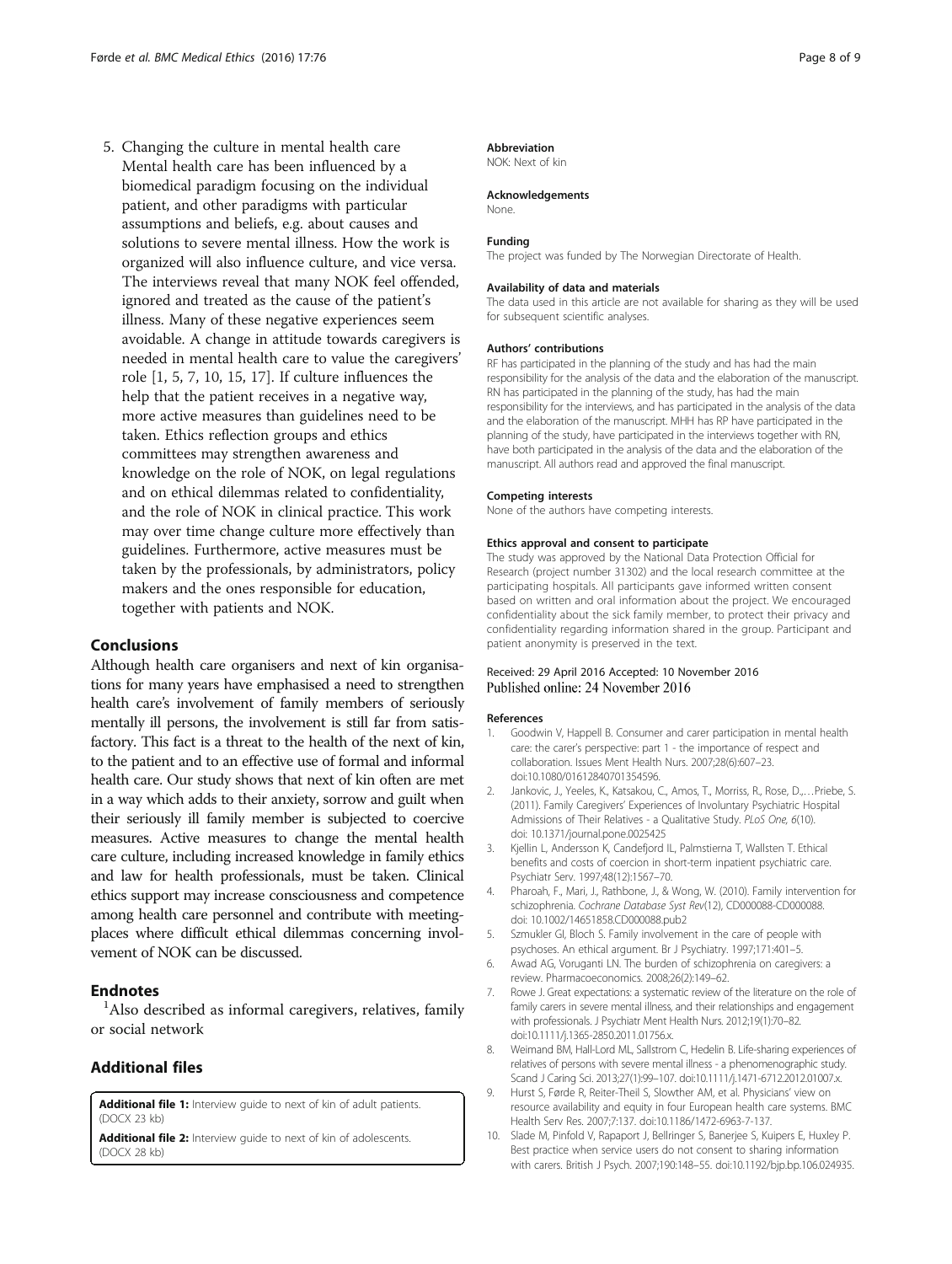5. Changing the culture in mental health care
   Mental health care has been influenced by a biomedical paradigm focusing on the individual patient, and other paradigms with particular assumptions and beliefs, e.g. about causes and solutions to severe mental illness. How the work is organized will also influence culture, and vice versa. The interviews reveal that many NOK feel offended, ignored and treated as the cause of the patient's illness. Many of these negative experiences seem avoidable. A change in attitude towards caregivers is needed in mental health care to value the caregivers' role [1, 5, 7, 10, 15, 17]. If culture influences the help that the patient receives in a negative way, more active measures than guidelines need to be taken. Ethics reflection groups and ethics committees may strengthen awareness and knowledge on the role of NOK, on legal regulations and on ethical dilemmas related to confidentiality, and the role of NOK in clinical practice. This work may over time change culture more effectively than guidelines. Furthermore, active measures must be taken by the professionals, by administrators, policy makers and the ones responsible for education, together with patients and NOK.

## Conclusions

Although health care organisers and next of kin organisations for many years have emphasised a need to strengthen health care's involvement of family members of seriously mentally ill persons, the involvement is still far from satisfactory. This fact is a threat to the health of the next of kin, to the patient and to an effective use of formal and informal health care. Our study shows that next of kin often are met in a way which adds to their anxiety, sorrow and guilt when their seriously ill family member is subjected to coercive measures. Active measures to change the mental health care culture, including increased knowledge in family ethics and law for health professionals, must be taken. Clinical ethics support may increase consciousness and competence among health care personnel and contribute with meeting-places where difficult ethical dilemmas concerning involvement of NOK can be discussed.

## Endnotes

[1]Also described as informal caregivers, relatives, family or social network

## Additional files

**Additional file 1:** Interview guide to next of kin of adult patients. (DOCX 23 kb)

**Additional file 2:** Interview guide to next of kin of adolescents. (DOCX 28 kb)

#### Abbreviation

NOK: Next of kin

#### Acknowledgements

None.

#### Funding

The project was funded by The Norwegian Directorate of Health.

#### Availability of data and materials

The data used in this article are not available for sharing as they will be used for subsequent scientific analyses.

#### Authors' contributions

RF has participated in the planning of the study and has had the main responsibility for the analysis of the data and the elaboration of the manuscript. RN has participated in the planning of the study, has had the main responsibility for the interviews, and has participated in the analysis of the data and the elaboration of the manuscript. MHH has RP have participated in the planning of the study, have participated in the interviews together with RN, have both participated in the analysis of the data and the elaboration of the manuscript. All authors read and approved the final manuscript.

#### Competing interests

None of the authors have competing interests.

#### Ethics approval and consent to participate

The study was approved by the National Data Protection Official for Research (project number 31302) and the local research committee at the participating hospitals. All participants gave informed written consent based on written and oral information about the project. We encouraged confidentiality about the sick family member, to protect their privacy and confidentiality regarding information shared in the group. Participant and patient anonymity is preserved in the text.

Received: 29 April 2016 Accepted: 10 November 2016
Published online: 24 November 2016

#### References

1. Goodwin V, Happell B. Consumer and carer participation in mental health care: the carer's perspective: part 1 - the importance of respect and collaboration. Issues Ment Health Nurs. 2007;28(6):607–23. doi:10.1080/01612840701354596.
2. Jankovic, J., Yeeles, K., Katsakou, C., Amos, T., Morriss, R., Rose, D.,…Priebe, S. (2011). Family Caregivers' Experiences of Involuntary Psychiatric Hospital Admissions of Their Relatives - a Qualitative Study. *PLoS One, 6*(10). doi: 10.1371/journal.pone.0025425
3. Kjellin L, Andersson K, Candefjord IL, Palmstierna T, Wallsten T. Ethical benefits and costs of coercion in short-term inpatient psychiatric care. Psychiatr Serv. 1997;48(12):1567–70.
4. Pharoah, F., Mari, J., Rathbone, J., & Wong, W. (2010). Family intervention for schizophrenia. *Cochrane Database Syst Rev*(12), CD000088-CD000088. doi: 10.1002/14651858.CD000088.pub2
5. Szmukler GI, Bloch S. Family involvement in the care of people with psychoses. An ethical argument. Br J Psychiatry. 1997;171:401–5.
6. Awad AG, Voruganti LN. The burden of schizophrenia on caregivers: a review. Pharmacoeconomics. 2008;26(2):149–62.
7. Rowe J. Great expectations: a systematic review of the literature on the role of family carers in severe mental illness, and their relationships and engagement with professionals. J Psychiatr Ment Health Nurs. 2012;19(1):70–82. doi:10.1111/j.1365-2850.2011.01756.x.
8. Weimand BM, Hall-Lord ML, Sallstrom C, Hedelin B. Life-sharing experiences of relatives of persons with severe mental illness - a phenomenographic study. Scand J Caring Sci. 2013;27(1):99–107. doi:10.1111/j.1471-6712.2012.01007.x.
9. Hurst S, Førde R, Reiter-Theil S, Slowther AM, et al. Physicians' view on resource availability and equity in four European health care systems. BMC Health Serv Res. 2007;7:137. doi:10.1186/1472-6963-7-137.
10. Slade M, Pinfold V, Rapaport J, Bellringer S, Banerjee S, Kuipers E, Huxley P. Best practice when service users do not consent to sharing information with carers. British J Psych. 2007;190:148–55. doi:10.1192/bjp.bp.106.024935.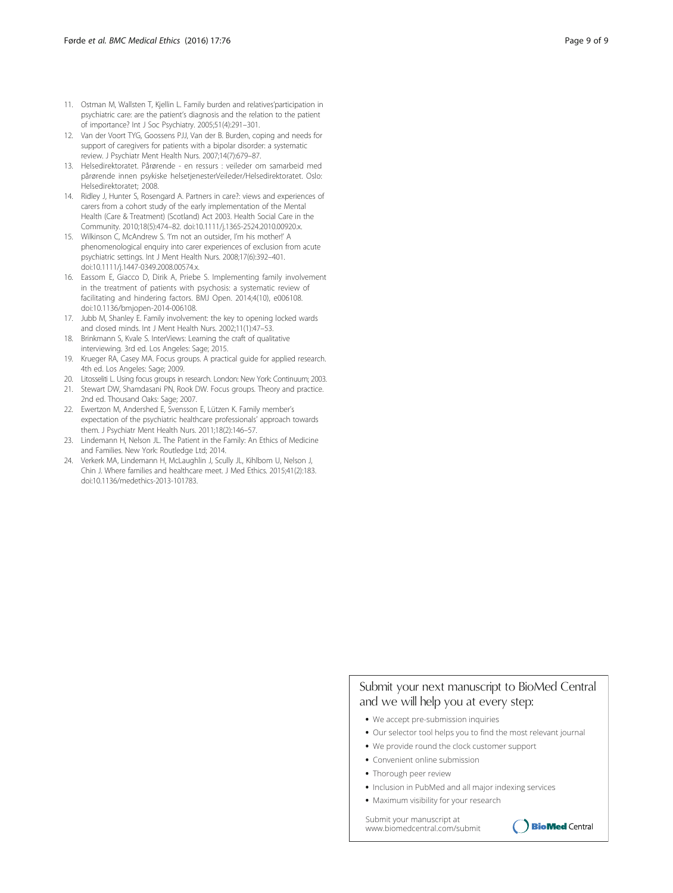11. Ostman M, Wallsten T, Kjellin L. Family burden and relatives'participation in psychiatric care: are the patient's diagnosis and the relation to the patient of importance? Int J Soc Psychiatry. 2005;51(4):291–301.
12. Van der Voort TYG, Goossens PJJ, Van der B. Burden, coping and needs for support of caregivers for patients with a bipolar disorder: a systematic review. J Psychiatr Ment Health Nurs. 2007;14(7):679–87.
13. Helsedirektoratet. Pårørende - en ressurs : veileder om samarbeid med pårørende innen psykiske helsetjenesterVeileder/Helsedirektoratet. Oslo: Helsedirektoratet; 2008.
14. Ridley J, Hunter S, Rosengard A. Partners in care?: views and experiences of carers from a cohort study of the early implementation of the Mental Health (Care & Treatment) (Scotland) Act 2003. Health Social Care in the Community. 2010;18(5):474–82. doi:10.1111/j.1365-2524.2010.00920.x.
15. Wilkinson C, McAndrew S. 'I'm not an outsider, I'm his mother!' A phenomenological enquiry into carer experiences of exclusion from acute psychiatric settings. Int J Ment Health Nurs. 2008;17(6):392–401. doi:10.1111/j.1447-0349.2008.00574.x.
16. Eassom E, Giacco D, Dirik A, Priebe S. Implementing family involvement in the treatment of patients with psychosis: a systematic review of facilitating and hindering factors. BMJ Open. 2014;4(10), e006108. doi:10.1136/bmjopen-2014-006108.
17. Jubb M, Shanley E. Family involvement: the key to opening locked wards and closed minds. Int J Ment Health Nurs. 2002;11(1):47–53.
18. Brinkmann S, Kvale S. InterViews: Learning the craft of qualitative interviewing. 3rd ed. Los Angeles: Sage; 2015.
19. Krueger RA, Casey MA. Focus groups. A practical guide for applied research. 4th ed. Los Angeles: Sage; 2009.
20. Litosseliti L. Using focus groups in research. London: New York: Continuum; 2003.
21. Stewart DW, Shamdasani PN, Rook DW. Focus groups. Theory and practice. 2nd ed. Thousand Oaks: Sage; 2007.
22. Ewertzon M, Andershed E, Svensson E, Lützen K. Family member's expectation of the psychiatric healthcare professionals' approach towards them. J Psychiatr Ment Health Nurs. 2011;18(2):146–57.
23. Lindemann H, Nelson JL. The Patient in the Family: An Ethics of Medicine and Families. New York: Routledge Ltd; 2014.
24. Verkerk MA, Lindemann H, McLaughlin J, Scully JL, Kihlbom U, Nelson J, Chin J. Where families and healthcare meet. J Med Ethics. 2015;41(2):183. doi:10.1136/medethics-2013-101783.

Submit your next manuscript to BioMed Central and we will help you at every step:

- We accept pre-submission inquiries
- Our selector tool helps you to find the most relevant journal
- We provide round the clock customer support
- Convenient online submission
- Thorough peer review
- Inclusion in PubMed and all major indexing services
- Maximum visibility for your research

Submit your manuscript at www.biomedcentral.com/submit

BioMed Central